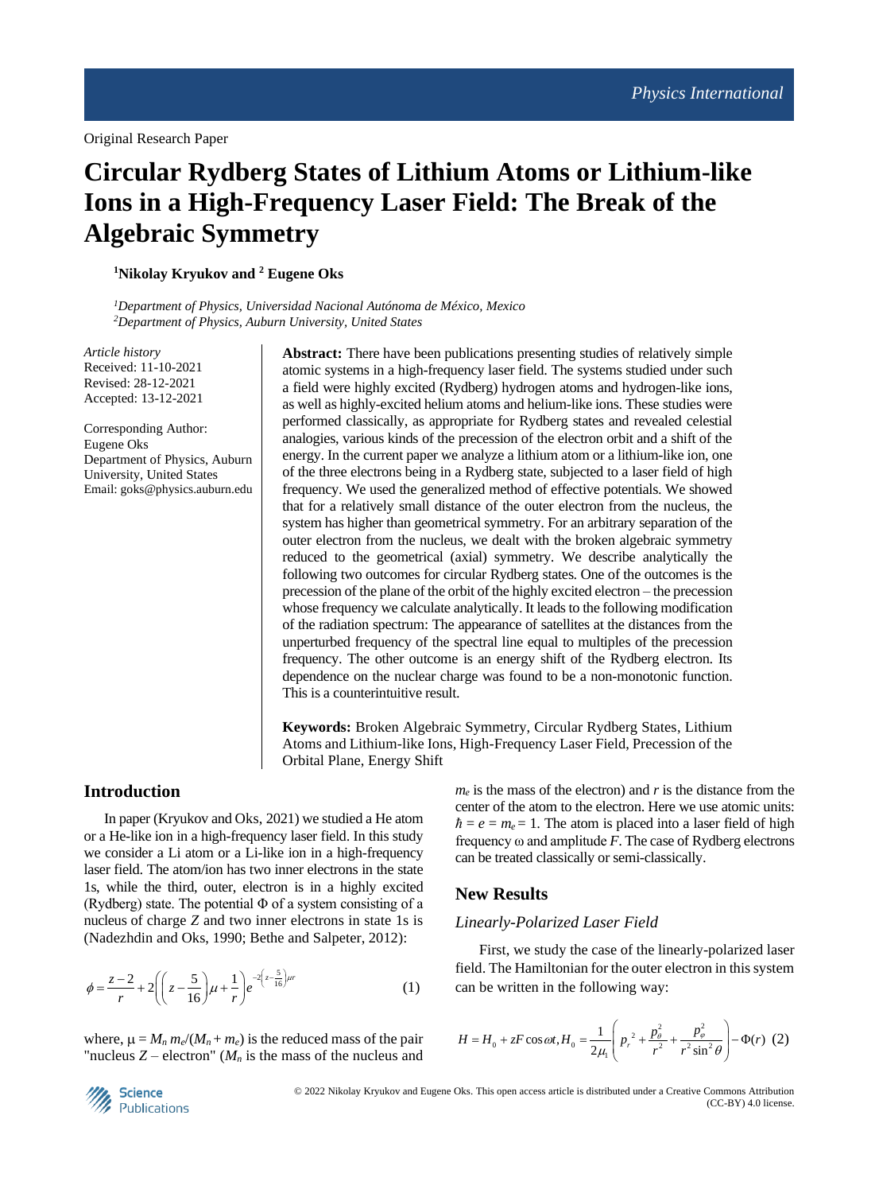Original Research Paper

# Circular Rydberg States of Lithium Atoms or Lithium-like Ions in a High-Frequency Laser Field: The Break of the Algebraic Symmetry

**[1]Nikolay Kryukov and [2] Eugene Oks**

*[1]Department of Physics, Universidad Nacional Autónoma de México, Mexico*
*[2]Department of Physics, Auburn University, United States*

*Article history*
Received: 11-10-2021
Revised: 28-12-2021
Accepted: 13-12-2021

Corresponding Author:
Eugene Oks
Department of Physics, Auburn University, United States
Email: goks@physics.auburn.edu

**Abstract:** There have been publications presenting studies of relatively simple atomic systems in a high-frequency laser field. The systems studied under such a field were highly excited (Rydberg) hydrogen atoms and hydrogen-like ions, as well as highly-excited helium atoms and helium-like ions. These studies were performed classically, as appropriate for Rydberg states and revealed celestial analogies, various kinds of the precession of the electron orbit and a shift of the energy. In the current paper we analyze a lithium atom or a lithium-like ion, one of the three electrons being in a Rydberg state, subjected to a laser field of high frequency. We used the generalized method of effective potentials. We showed that for a relatively small distance of the outer electron from the nucleus, the system has higher than geometrical symmetry. For an arbitrary separation of the outer electron from the nucleus, we dealt with the broken algebraic symmetry reduced to the geometrical (axial) symmetry. We describe analytically the following two outcomes for circular Rydberg states. One of the outcomes is the precession of the plane of the orbit of the highly excited electron – the precession whose frequency we calculate analytically. It leads to the following modification of the radiation spectrum: The appearance of satellites at the distances from the unperturbed frequency of the spectral line equal to multiples of the precession frequency. The other outcome is an energy shift of the Rydberg electron. Its dependence on the nuclear charge was found to be a non-monotonic function. This is a counterintuitive result.

**Keywords:** Broken Algebraic Symmetry, Circular Rydberg States, Lithium Atoms and Lithium-like Ions, High-Frequency Laser Field, Precession of the Orbital Plane, Energy Shift

## Introduction

In paper (Kryukov and Oks, 2021) we studied a He atom or a He-like ion in a high-frequency laser field. In this study we consider a Li atom or a Li-like ion in a high-frequency laser field. The atom/ion has two inner electrons in the state 1s, while the third, outer, electron is in a highly excited (Rydberg) state. The potential $\Phi$ of a system consisting of a nucleus of charge $Z$ and two inner electrons in state 1s is (Nadezhdin and Oks, 1990; Bethe and Salpeter, 2012):

$$\phi = \frac{z-2}{r} + 2\left(\left(z - \frac{5}{16}\right)\mu + \frac{1}{r}\right)e^{-2\left(z-\frac{5}{16}\right)\mu r} \tag{1}$$

where, $\mu = M_n m_e/(M_n + m_e)$ is the reduced mass of the pair "nucleus $Z$ – electron" ($M_n$ is the mass of the nucleus and $m_e$ is the mass of the electron) and $r$ is the distance from the center of the atom to the electron. Here we use atomic units: $\hbar = e = m_e = 1$. The atom is placed into a laser field of high frequency $\omega$ and amplitude $F$. The case of Rydberg electrons can be treated classically or semi-classically.

## New Results

### *Linearly-Polarized Laser Field*

First, we study the case of the linearly-polarized laser field. The Hamiltonian for the outer electron in this system can be written in the following way:

$$H = H_0 + zF\cos\omega t, H_0 = \frac{1}{2\mu_1}\left(p_r^{\ 2} + \frac{p_\theta^2}{r^2} + \frac{p_\varphi^2}{r^2\sin^2\theta}\right) - \Phi(r) \tag{2}$$

© 2022 Nikolay Kryukov and Eugene Oks. This open access article is distributed under a Creative Commons Attribution (CC-BY) 4.0 license.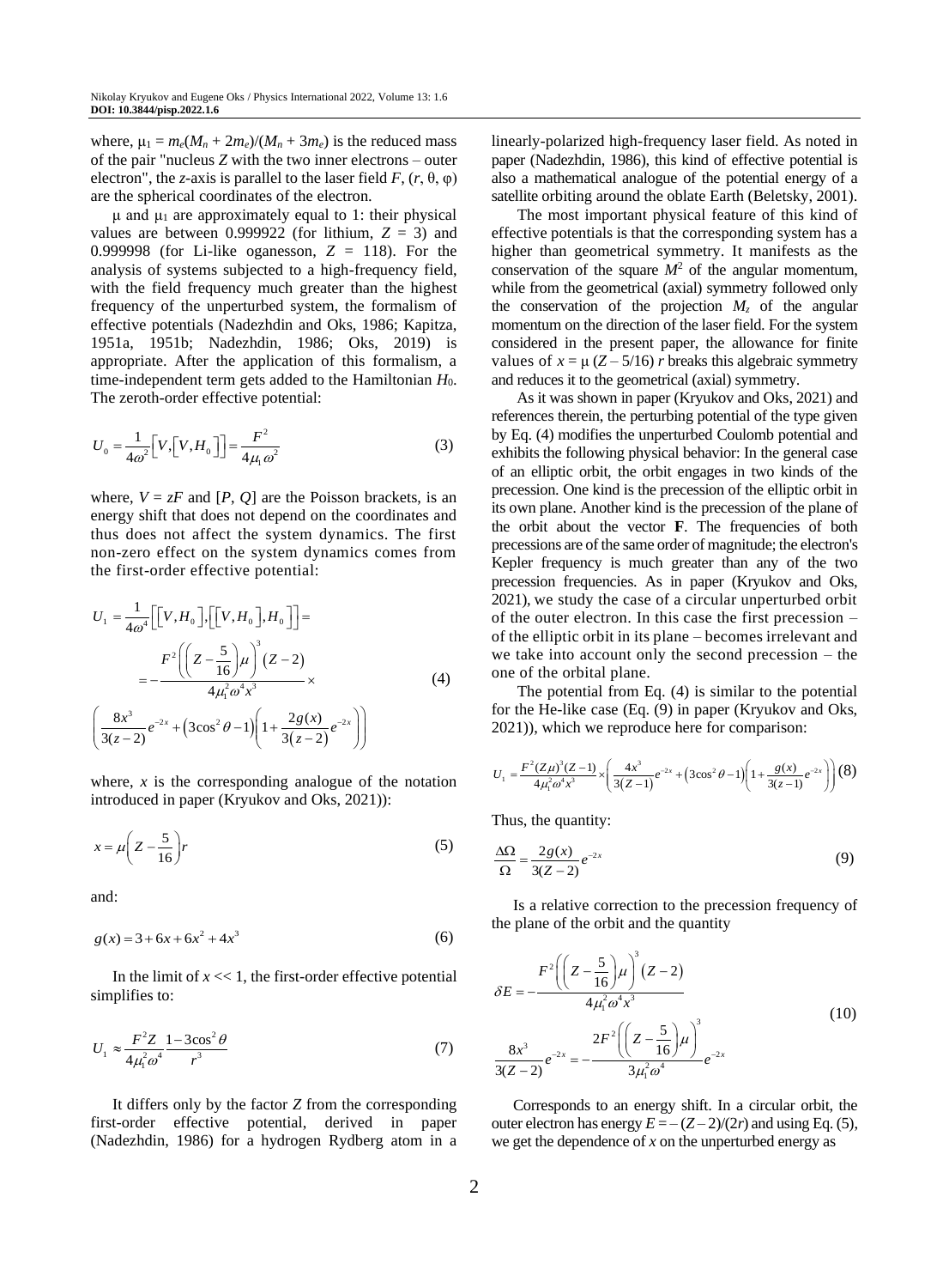where, $\mu_1 = m_e(M_n + 2m_e)/(M_n + 3m_e)$ is the reduced mass of the pair "nucleus $Z$ with the two inner electrons – outer electron", the $z$-axis is parallel to the laser field $F$, $(r, \theta, \varphi)$ are the spherical coordinates of the electron.

$\mu$ and $\mu_1$ are approximately equal to 1: their physical values are between 0.999922 (for lithium, $Z = 3$) and 0.999998 (for Li-like oganesson, $Z = 118$). For the analysis of systems subjected to a high-frequency field, with the field frequency much greater than the highest frequency of the unperturbed system, the formalism of effective potentials (Nadezhdin and Oks, 1986; Kapitza, 1951a, 1951b; Nadezhdin, 1986; Oks, 2019) is appropriate. After the application of this formalism, a time-independent term gets added to the Hamiltonian $H_0$. The zeroth-order effective potential:

$$U_0 = \frac{1}{4\omega^2}\left[V,\left[V,H_0\right]\right] = \frac{F^2}{4\mu_1\omega^2} \tag{3}$$

where, $V = zF$ and $[P, Q]$ are the Poisson brackets, is an energy shift that does not depend on the coordinates and thus does not affect the system dynamics. The first non-zero effect on the system dynamics comes from the first-order effective potential:

$$U_1 = \frac{1}{4\omega^4}\left[\left[V,H_0\right],\left[\left[V,H_0\right],H_0\right]\right] = -\frac{F^2\left(\left(Z-\frac{5}{16}\right)\mu\right)^3(Z-2)}{4\mu_1^2\omega^4x^3} \times \left(\frac{8x^3}{3(z-2)}e^{-2x} + \left(3\cos^2\theta - 1\right)\left(1 + \frac{2g(x)}{3(z-2)}e^{-2x}\right)\right) \tag{4}$$

where, $x$ is the corresponding analogue of the notation introduced in paper (Kryukov and Oks, 2021)):

$$x = \mu\left(Z - \frac{5}{16}\right)r \tag{5}$$

and:

$$g(x) = 3 + 6x + 6x^2 + 4x^3 \tag{6}$$

In the limit of $x << 1$, the first-order effective potential simplifies to:

$$U_1 \approx \frac{F^2 Z}{4\mu_1^2\omega^4}\frac{1-3\cos^2\theta}{r^3} \tag{7}$$

It differs only by the factor $Z$ from the corresponding first-order effective potential, derived in paper (Nadezhdin, 1986) for a hydrogen Rydberg atom in a linearly-polarized high-frequency laser field. As noted in paper (Nadezhdin, 1986), this kind of effective potential is also a mathematical analogue of the potential energy of a satellite orbiting around the oblate Earth (Beletsky, 2001).

The most important physical feature of this kind of effective potentials is that the corresponding system has a higher than geometrical symmetry. It manifests as the conservation of the square $M^2$ of the angular momentum, while from the geometrical (axial) symmetry followed only the conservation of the projection $M_z$ of the angular momentum on the direction of the laser field. For the system considered in the present paper, the allowance for finite values of $x = \mu\,(Z - 5/16)\, r$ breaks this algebraic symmetry and reduces it to the geometrical (axial) symmetry.

As it was shown in paper (Kryukov and Oks, 2021) and references therein, the perturbing potential of the type given by Eq. (4) modifies the unperturbed Coulomb potential and exhibits the following physical behavior: In the general case of an elliptic orbit, the orbit engages in two kinds of the precession. One kind is the precession of the elliptic orbit in its own plane. Another kind is the precession of the plane of the orbit about the vector **F**. The frequencies of both precessions are of the same order of magnitude; the electron's Kepler frequency is much greater than any of the two precession frequencies. As in paper (Kryukov and Oks, 2021), we study the case of a circular unperturbed orbit of the outer electron. In this case the first precession – of the elliptic orbit in its plane – becomes irrelevant and we take into account only the second precession – the one of the orbital plane.

The potential from Eq. (4) is similar to the potential for the He-like case (Eq. (9) in paper (Kryukov and Oks, 2021)), which we reproduce here for comparison:

$$U_1 = \frac{F^2(Z\mu)^3(Z-1)}{4\mu_1^2\omega^4x^3} \times \left(\frac{4x^3}{3(Z-1)}e^{-2x} + \left(3\cos^2\theta - 1\right)\left(1 + \frac{g(x)}{3(z-1)}e^{-2x}\right)\right) \tag{8}$$

Thus, the quantity:

$$\frac{\Delta\Omega}{\Omega} = \frac{2g(x)}{3(Z-2)}e^{-2x} \tag{9}$$

Is a relative correction to the precession frequency of the plane of the orbit and the quantity

$$\delta E = -\frac{F^2\left(\left(Z-\frac{5}{16}\right)\mu\right)^3(Z-2)}{4\mu_1^2\omega^4x^3}\,\frac{8x^3}{3(Z-2)}e^{-2x} = -\frac{2F^2\left(\left(Z-\frac{5}{16}\right)\mu\right)^3}{3\mu_1^2\omega^4}e^{-2x} \tag{10}$$

Corresponds to an energy shift. In a circular orbit, the outer electron has energy $E = -(Z-2)/(2r)$ and using Eq. (5), we get the dependence of $x$ on the unperturbed energy as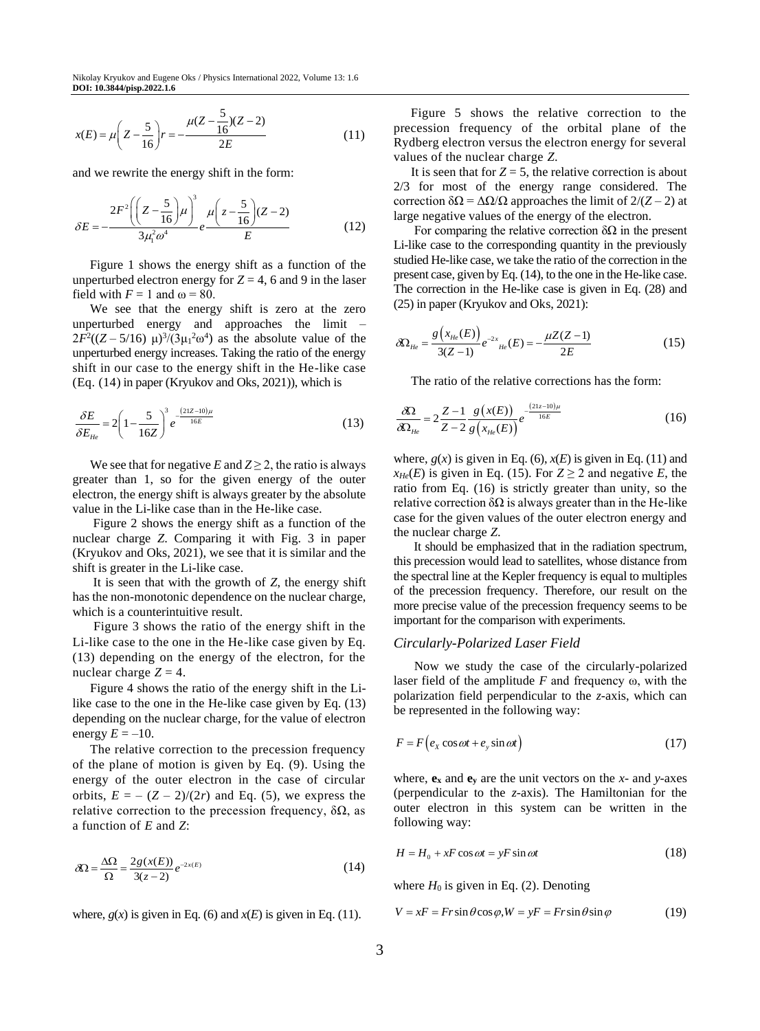$$x(E)=\mu\left(Z-\frac{5}{16}\right)r=-\frac{\mu(Z-\frac{5}{16})(Z-2)}{2E} \tag{11}$$

and we rewrite the energy shift in the form:

$$\delta E=-\frac{2F^2\left(\left(Z-\frac{5}{16}\right)\mu\right)^3}{3\mu_1^2\omega^4}e^{\frac{\mu\left(z-\frac{5}{16}\right)(Z-2)}{E}} \tag{12}$$

Figure 1 shows the energy shift as a function of the unperturbed electron energy for $Z = 4$, 6 and 9 in the laser field with $F = 1$ and $\omega = 80$.

We see that the energy shift is zero at the zero unperturbed energy and approaches the limit $-2F^2((Z - 5/16)\ \mu)^3/(3\mu_1^2\omega^4)$ as the absolute value of the unperturbed energy increases. Taking the ratio of the energy shift in our case to the energy shift in the He-like case (Eq. (14) in paper (Kryukov and Oks, 2021)), which is

$$\frac{\delta E}{\delta E_{He}}=2\left(1-\frac{5}{16Z}\right)^3 e^{-\frac{(21Z-10)\mu}{16E}} \tag{13}$$

We see that for negative $E$ and $Z \geq 2$, the ratio is always greater than 1, so for the given energy of the outer electron, the energy shift is always greater by the absolute value in the Li-like case than in the He-like case.

Figure 2 shows the energy shift as a function of the nuclear charge $Z$. Comparing it with Fig. 3 in paper (Kryukov and Oks, 2021), we see that it is similar and the shift is greater in the Li-like case.

It is seen that with the growth of $Z$, the energy shift has the non-monotonic dependence on the nuclear charge, which is a counterintuitive result.

Figure 3 shows the ratio of the energy shift in the Li-like case to the one in the He-like case given by Eq. (13) depending on the energy of the electron, for the nuclear charge $Z = 4$.

Figure 4 shows the ratio of the energy shift in the Li-like case to the one in the He-like case given by Eq. (13) depending on the nuclear charge, for the value of electron energy $E = -10$.

The relative correction to the precession frequency of the plane of motion is given by Eq. (9). Using the energy of the outer electron in the case of circular orbits, $E = -(Z - 2)/(2r)$ and Eq. (5), we express the relative correction to the precession frequency, $\delta\Omega$, as a function of $E$ and $Z$:

$$\delta\Omega=\frac{\Delta\Omega}{\Omega}=\frac{2g(x(E))}{3(z-2)}e^{-2x(E)} \tag{14}$$

where, $g(x)$ is given in Eq. (6) and $x(E)$ is given in Eq. (11).

Figure 5 shows the relative correction to the precession frequency of the orbital plane of the Rydberg electron versus the electron energy for several values of the nuclear charge $Z$.

It is seen that for $Z = 5$, the relative correction is about 2/3 for most of the energy range considered. The correction $\delta\Omega = \Delta\Omega/\Omega$ approaches the limit of $2/(Z - 2)$ at large negative values of the energy of the electron.

For comparing the relative correction $\delta\Omega$ in the present Li-like case to the corresponding quantity in the previously studied He-like case, we take the ratio of the correction in the present case, given by Eq. (14), to the one in the He-like case. The correction in the He-like case is given in Eq. (28) and (25) in paper (Kryukov and Oks, 2021):

$$\delta\Omega_{He}=\frac{g\left(x_{He}(E)\right)}{3(Z-1)}e^{-2x_{He}}(E)=-\frac{\mu Z(Z-1)}{2E} \tag{15}$$

The ratio of the relative corrections has the form:

$$\frac{\delta\Omega}{\delta\Omega_{He}}=2\frac{Z-1}{Z-2}\frac{g\left(x(E)\right)}{g\left(x_{He}(E)\right)}e^{-\frac{(21z-10)\mu}{16E}} \tag{16}$$

where, $g(x)$ is given in Eq. (6), $x(E)$ is given in Eq. (11) and $x_{He}(E)$ is given in Eq. (15). For $Z \geq 2$ and negative $E$, the ratio from Eq. (16) is strictly greater than unity, so the relative correction $\delta\Omega$ is always greater than in the He-like case for the given values of the outer electron energy and the nuclear charge $Z$.

It should be emphasized that in the radiation spectrum, this precession would lead to satellites, whose distance from the spectral line at the Kepler frequency is equal to multiples of the precession frequency. Therefore, our result on the more precise value of the precession frequency seems to be important for the comparison with experiments.

### *Circularly-Polarized Laser Field*

Now we study the case of the circularly-polarized laser field of the amplitude $F$ and frequency $\omega$, with the polarization field perpendicular to the $z$-axis, which can be represented in the following way:

$$F=F\left(e_x\cos\omega t+e_y\sin\omega t\right) \tag{17}$$

where, $\mathbf{e_x}$ and $\mathbf{e_y}$ are the unit vectors on the $x$- and $y$-axes (perpendicular to the $z$-axis). The Hamiltonian for the outer electron in this system can be written in the following way:

$$H=H_0+xF\cos\omega t=yF\sin\omega t \tag{18}$$

where $H_0$ is given in Eq. (2). Denoting

$$V=xF=Fr\sin\theta\cos\varphi, W=yF=Fr\sin\theta\sin\varphi \tag{19}$$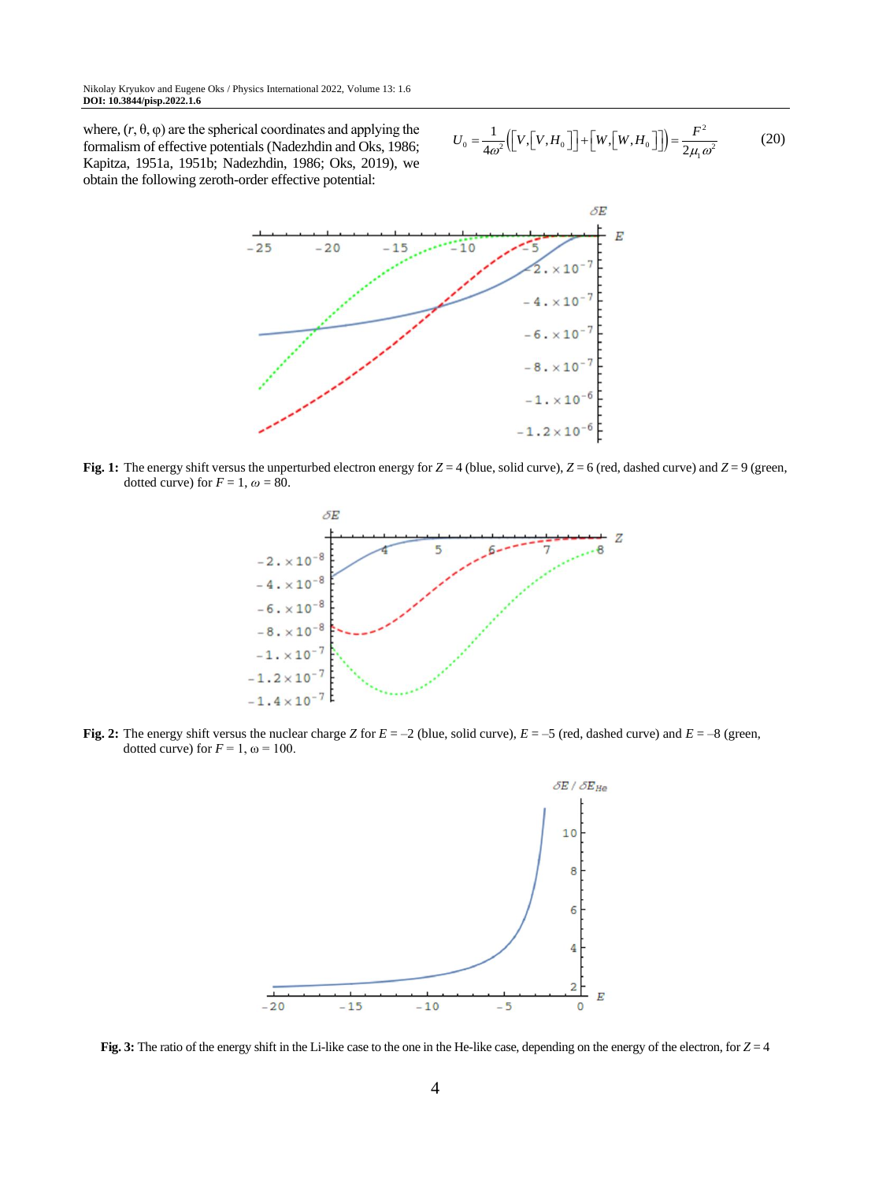where, $(r, \theta, \varphi)$ are the spherical coordinates and applying the formalism of effective potentials (Nadezhdin and Oks, 1986; Kapitza, 1951a, 1951b; Nadezhdin, 1986; Oks, 2019), we obtain the following zeroth-order effective potential:

$$U_0 = \frac{1}{4\omega^2}\left(\left[V,\left[V,H_0\right]\right]+\left[W,\left[W,H_0\right]\right]\right)=\frac{F^2}{2\mu_1\omega^2} \tag{20}$$

**Fig. 1:** The energy shift versus the unperturbed electron energy for $Z = 4$ (blue, solid curve), $Z = 6$ (red, dashed curve) and $Z = 9$ (green, dotted curve) for $F = 1$, $\omega = 80$.

**Fig. 2:** The energy shift versus the nuclear charge $Z$ for $E = -2$ (blue, solid curve), $E = -5$ (red, dashed curve) and $E = -8$ (green, dotted curve) for $F = 1$, $\omega = 100$.

**Fig. 3:** The ratio of the energy shift in the Li-like case to the one in the He-like case, depending on the energy of the electron, for $Z = 4$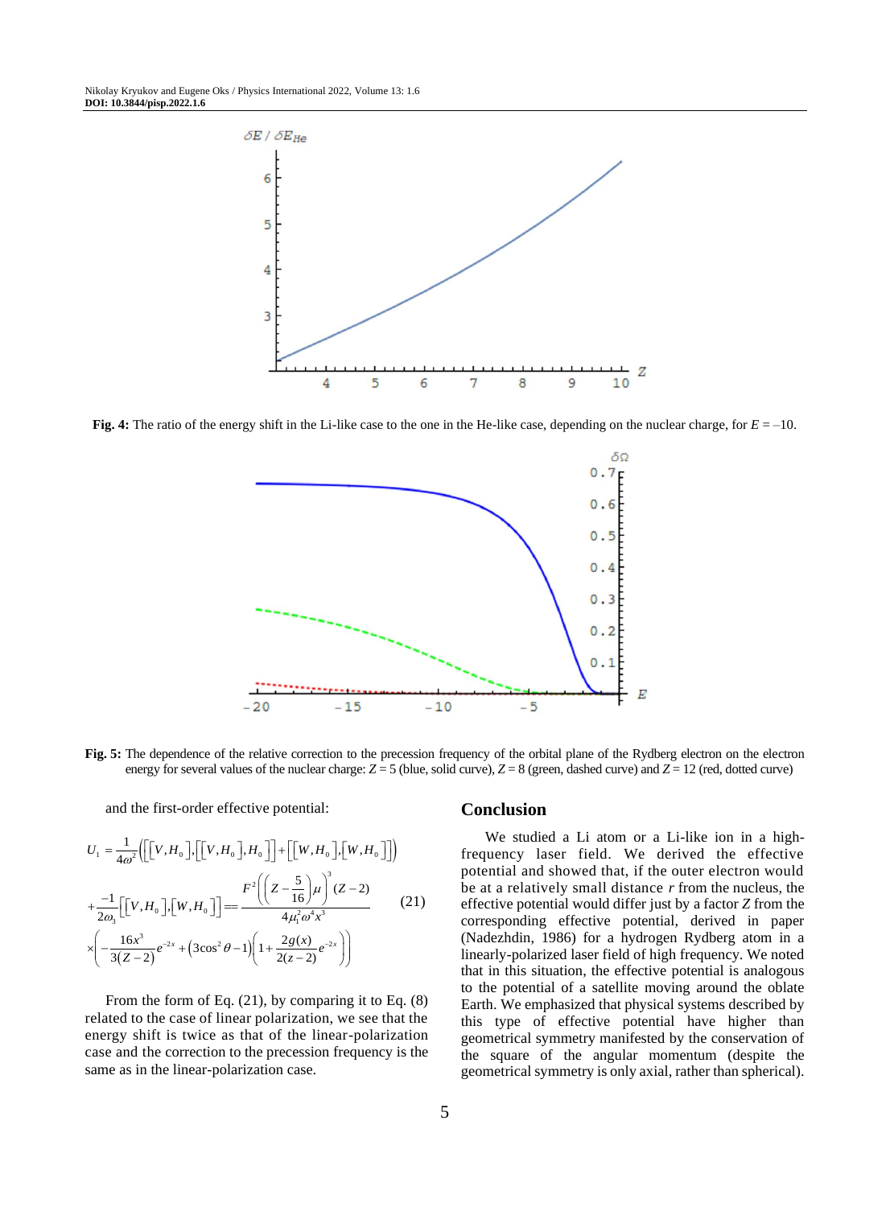**Fig. 4:** The ratio of the energy shift in the Li-like case to the one in the He-like case, depending on the nuclear charge, for $E = -10$.

**Fig. 5:** The dependence of the relative correction to the precession frequency of the orbital plane of the Rydberg electron on the electron energy for several values of the nuclear charge: $Z = 5$ (blue, solid curve), $Z = 8$ (green, dashed curve) and $Z = 12$ (red, dotted curve)

and the first-order effective potential:

$$U_1 = \frac{1}{4\omega^2}\left(\left[\left[V,H_0\right],\left[\left[V,H_0\right],H_0\right]\right]+\left[\left[W,H_0\right],\left[W,H_0\right]\right]\right) + \frac{-1}{2\omega_3}\left[\left[V,H_0\right],\left[W,H_0\right]\right] = \frac{F^2\left(\left(Z-\frac{5}{16}\right)\mu\right)^3(Z-2)}{4\mu_1^2\omega^4x^3} \times\left(-\frac{16x^3}{3(Z-2)}e^{-2x}+\left(3\cos^2\theta-1\right)\left(1+\frac{2g(x)}{2(z-2)}e^{-2x}\right)\right) \tag{21}$$

From the form of Eq. (21), by comparing it to Eq. (8) related to the case of linear polarization, we see that the energy shift is twice as that of the linear-polarization case and the correction to the precession frequency is the same as in the linear-polarization case.

## Conclusion

We studied a Li atom or a Li-like ion in a high-frequency laser field. We derived the effective potential and showed that, if the outer electron would be at a relatively small distance $r$ from the nucleus, the effective potential would differ just by a factor $Z$ from the corresponding effective potential, derived in paper (Nadezhdin, 1986) for a hydrogen Rydberg atom in a linearly-polarized laser field of high frequency. We noted that in this situation, the effective potential is analogous to the potential of a satellite moving around the oblate Earth. We emphasized that physical systems described by this type of effective potential have higher than geometrical symmetry manifested by the conservation of the square of the angular momentum (despite the geometrical symmetry is only axial, rather than spherical).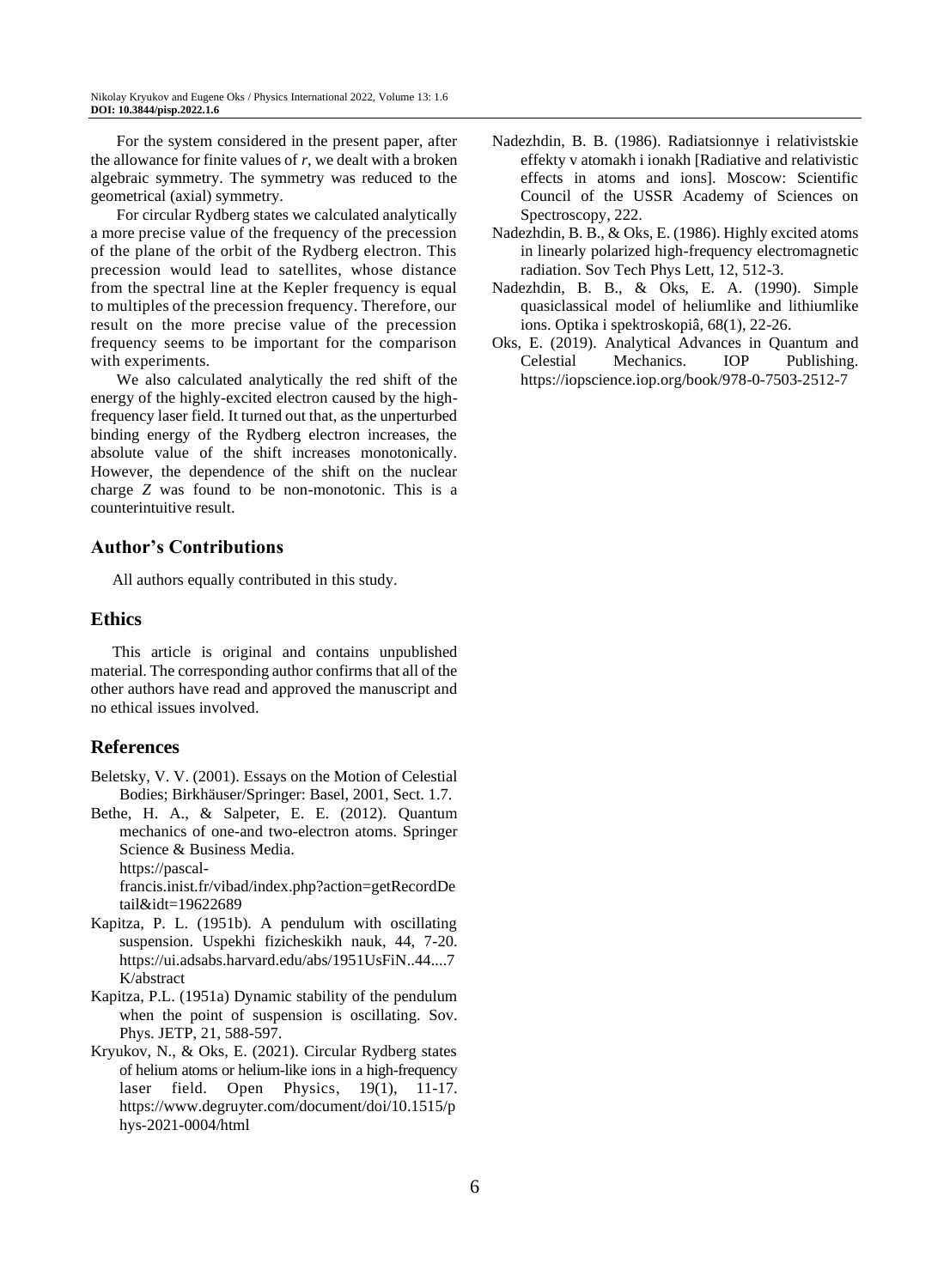For the system considered in the present paper, after the allowance for finite values of $r$, we dealt with a broken algebraic symmetry. The symmetry was reduced to the geometrical (axial) symmetry.

For circular Rydberg states we calculated analytically a more precise value of the frequency of the precession of the plane of the orbit of the Rydberg electron. This precession would lead to satellites, whose distance from the spectral line at the Kepler frequency is equal to multiples of the precession frequency. Therefore, our result on the more precise value of the precession frequency seems to be important for the comparison with experiments.

We also calculated analytically the red shift of the energy of the highly-excited electron caused by the high-frequency laser field. It turned out that, as the unperturbed binding energy of the Rydberg electron increases, the absolute value of the shift increases monotonically. However, the dependence of the shift on the nuclear charge $Z$ was found to be non-monotonic. This is a counterintuitive result.

## Author's Contributions

All authors equally contributed in this study.

## Ethics

This article is original and contains unpublished material. The corresponding author confirms that all of the other authors have read and approved the manuscript and no ethical issues involved.

## References

Beletsky, V. V. (2001). Essays on the Motion of Celestial Bodies; Birkhäuser/Springer: Basel, 2001, Sect. 1.7.

Bethe, H. A., & Salpeter, E. E. (2012). Quantum mechanics of one-and two-electron atoms. Springer Science & Business Media. https://pascal-francis.inist.fr/vibad/index.php?action=getRecordDetail&idt=19622689

Kapitza, P. L. (1951b). A pendulum with oscillating suspension. Uspekhi fizicheskikh nauk, 44, 7-20. https://ui.adsabs.harvard.edu/abs/1951UsFiN..44....7K/abstract

Kapitza, P.L. (1951a) Dynamic stability of the pendulum when the point of suspension is oscillating. Sov. Phys. JETP, 21, 588-597.

Kryukov, N., & Oks, E. (2021). Circular Rydberg states of helium atoms or helium-like ions in a high-frequency laser field. Open Physics, 19(1), 11-17. https://www.degruyter.com/document/doi/10.1515/phys-2021-0004/html

Nadezhdin, B. B. (1986). Radiatsionnye i relativistskie effekty v atomakh i ionakh [Radiative and relativistic effects in atoms and ions]. Moscow: Scientific Council of the USSR Academy of Sciences on Spectroscopy, 222.

Nadezhdin, B. B., & Oks, E. (1986). Highly excited atoms in linearly polarized high-frequency electromagnetic radiation. Sov Tech Phys Lett, 12, 512-3.

Nadezhdin, B. B., & Oks, E. A. (1990). Simple quasiclassical model of heliumlike and lithiumlike ions. Optika i spektroskopiâ, 68(1), 22-26.

Oks, E. (2019). Analytical Advances in Quantum and Celestial Mechanics. IOP Publishing. https://iopscience.iop.org/book/978-0-7503-2512-7